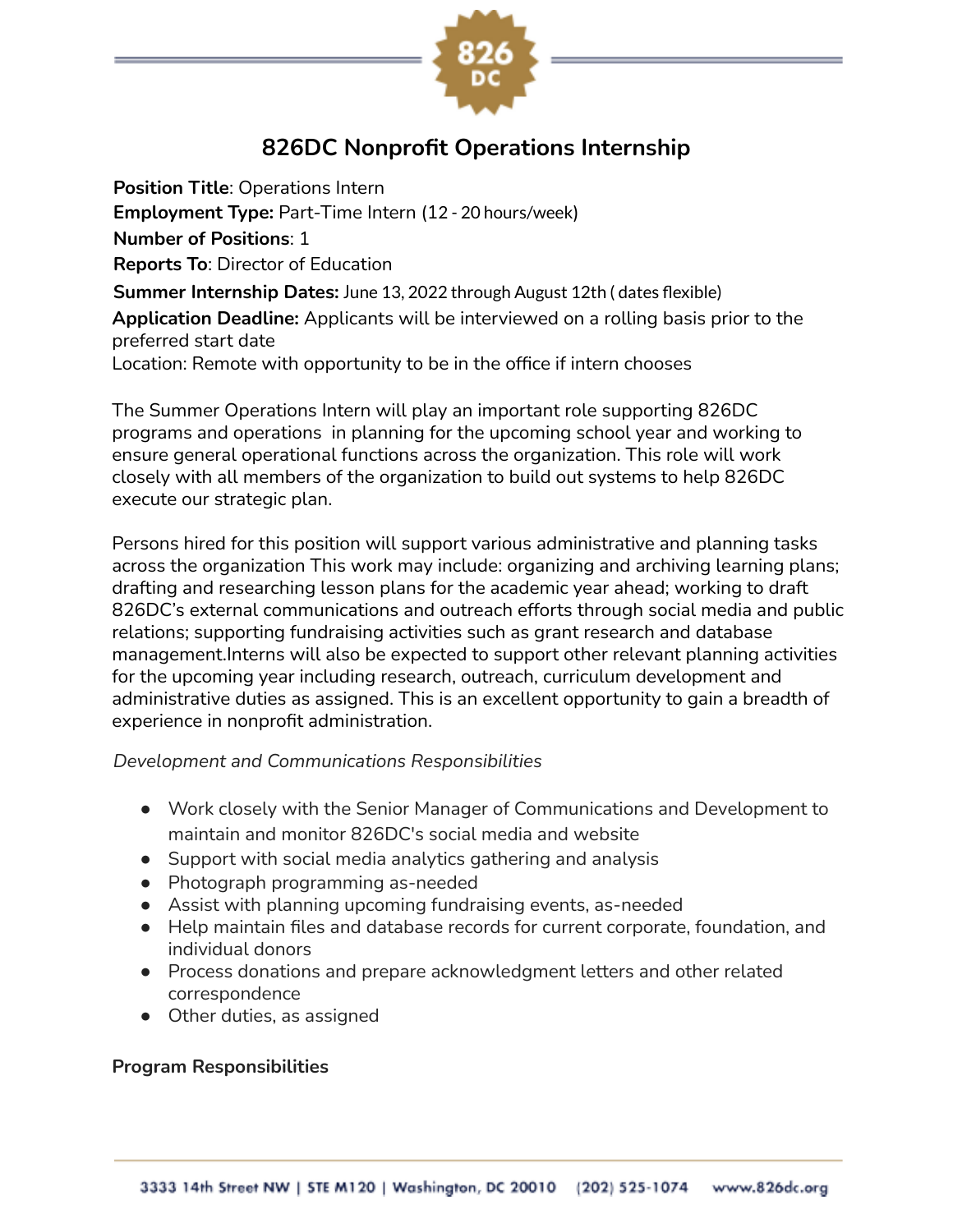# 826DC Nonprofit Operations Internship

**Position Title**: Operations Intern
**Employment Type:** Part-Time Intern (12 - 20 hours/week)
**Number of Positions**: 1
**Reports To**: Director of Education
**Summer Internship Dates:** June 13, 2022 through August 12th ( dates flexible)
**Application Deadline:** Applicants will be interviewed on a rolling basis prior to the preferred start date
Location: Remote with opportunity to be in the office if intern chooses

The Summer Operations Intern will play an important role supporting 826DC programs and operations in planning for the upcoming school year and working to ensure general operational functions across the organization. This role will work closely with all members of the organization to build out systems to help 826DC execute our strategic plan.

Persons hired for this position will support various administrative and planning tasks across the organization This work may include: organizing and archiving learning plans; drafting and researching lesson plans for the academic year ahead; working to draft 826DC's external communications and outreach efforts through social media and public relations; supporting fundraising activities such as grant research and database management.Interns will also be expected to support other relevant planning activities for the upcoming year including research, outreach, curriculum development and administrative duties as assigned. This is an excellent opportunity to gain a breadth of experience in nonprofit administration.

*Development and Communications Responsibilities*

- Work closely with the Senior Manager of Communications and Development to maintain and monitor 826DC's social media and website
- Support with social media analytics gathering and analysis
- Photograph programming as-needed
- Assist with planning upcoming fundraising events, as-needed
- Help maintain files and database records for current corporate, foundation, and individual donors
- Process donations and prepare acknowledgment letters and other related correspondence
- Other duties, as assigned

**Program Responsibilities**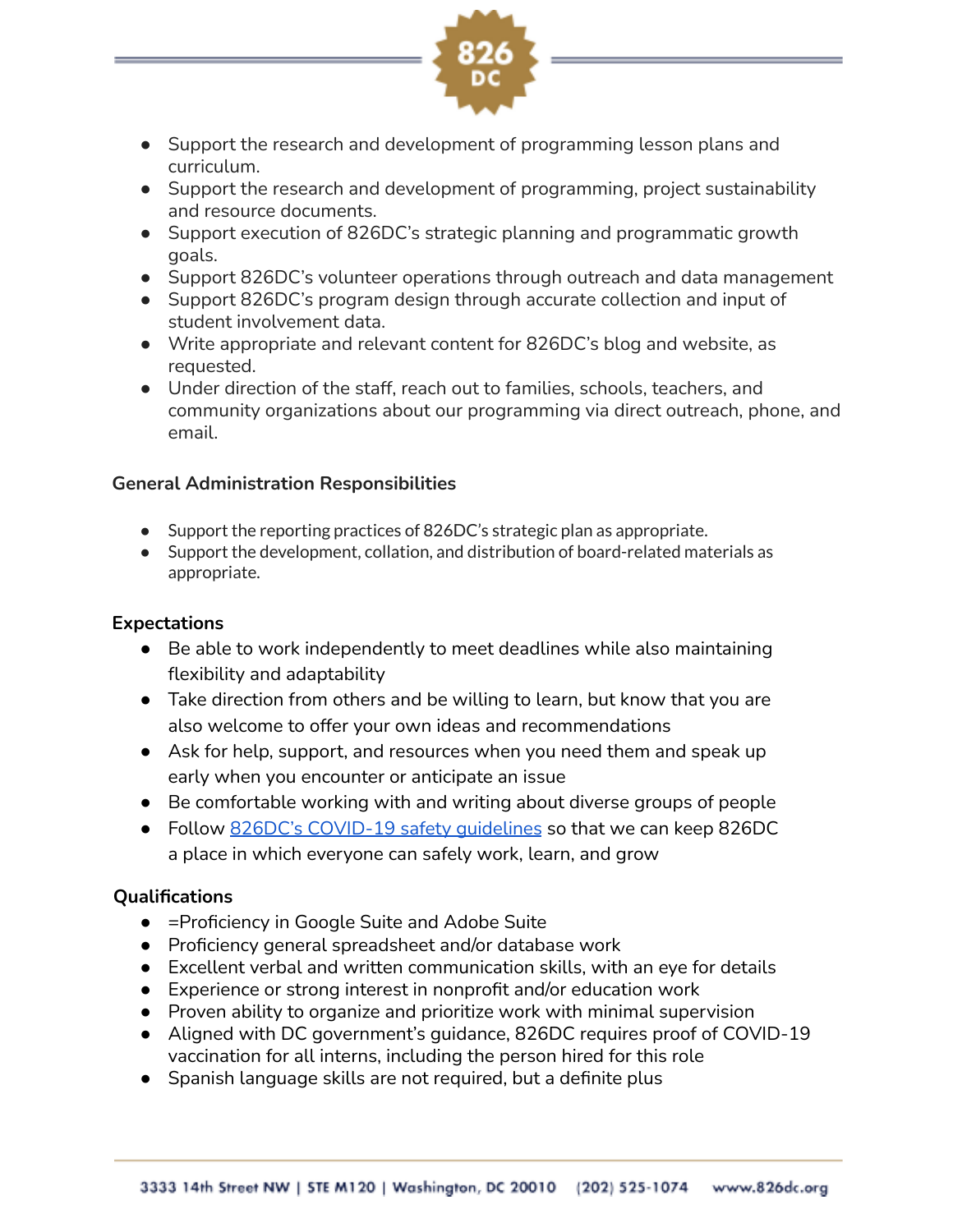- Support the research and development of programming lesson plans and curriculum.
- Support the research and development of programming, project sustainability and resource documents.
- Support execution of 826DC's strategic planning and programmatic growth goals.
- Support 826DC's volunteer operations through outreach and data management
- Support 826DC's program design through accurate collection and input of student involvement data.
- Write appropriate and relevant content for 826DC's blog and website, as requested.
- Under direction of the staff, reach out to families, schools, teachers, and community organizations about our programming via direct outreach, phone, and email.

### General Administration Responsibilities

- Support the reporting practices of 826DC's strategic plan as appropriate.
- Support the development, collation, and distribution of board-related materials as appropriate.

### Expectations

- Be able to work independently to meet deadlines while also maintaining flexibility and adaptability
- Take direction from others and be willing to learn, but know that you are also welcome to offer your own ideas and recommendations
- Ask for help, support, and resources when you need them and speak up early when you encounter or anticipate an issue
- Be comfortable working with and writing about diverse groups of people
- Follow 826DC's COVID-19 safety guidelines so that we can keep 826DC a place in which everyone can safely work, learn, and grow

### Qualifications

- =Proficiency in Google Suite and Adobe Suite
- Proficiency general spreadsheet and/or database work
- Excellent verbal and written communication skills, with an eye for details
- Experience or strong interest in nonprofit and/or education work
- Proven ability to organize and prioritize work with minimal supervision
- Aligned with DC government's guidance, 826DC requires proof of COVID-19 vaccination for all interns, including the person hired for this role
- Spanish language skills are not required, but a definite plus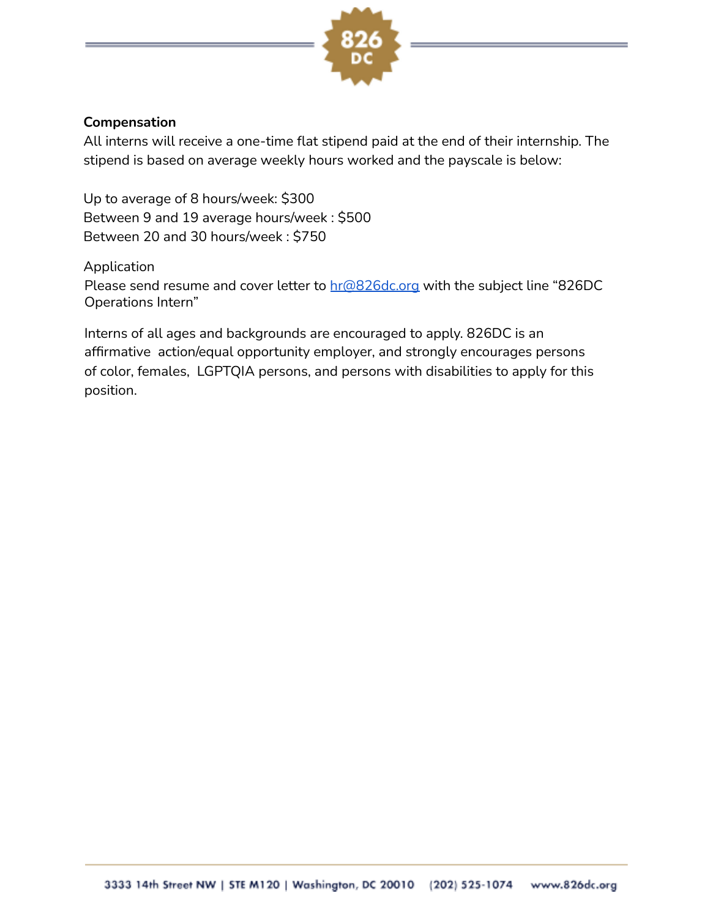**Compensation**

All interns will receive a one-time flat stipend paid at the end of their internship. The stipend is based on average weekly hours worked and the payscale is below:

Up to average of 8 hours/week: $300
Between 9 and 19 average hours/week : $500
Between 20 and 30 hours/week : $750

Application

Please send resume and cover letter to hr@826dc.org with the subject line "826DC Operations Intern"

Interns of all ages and backgrounds are encouraged to apply. 826DC is an affirmative action/equal opportunity employer, and strongly encourages persons of color, females, LGPTQIA persons, and persons with disabilities to apply for this position.